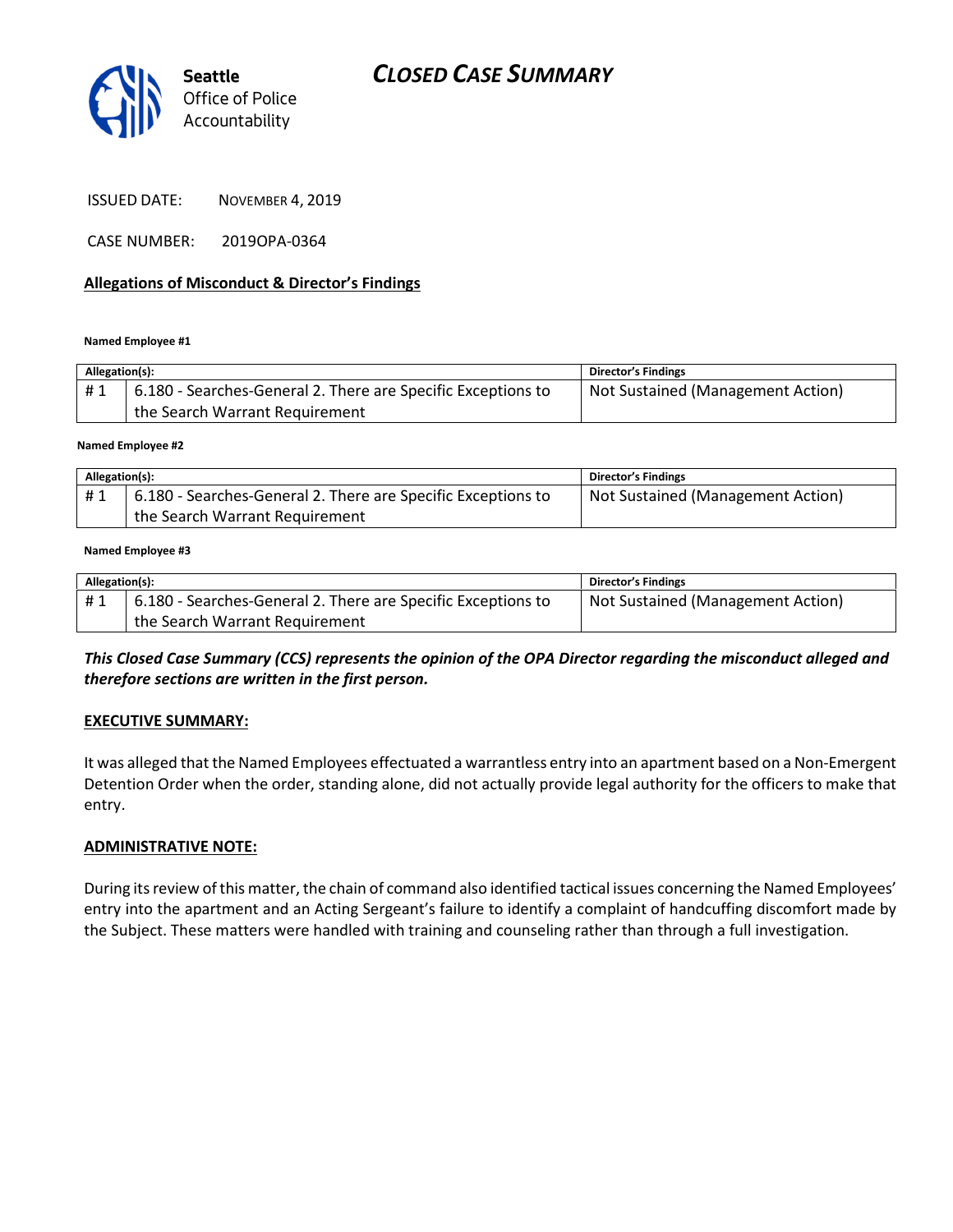Seattle Office of Police Accountability

# CLOSED CASE SUMMARY

ISSUED DATE: NOVEMBER 4, 2019

CASE NUMBER: 2019OPA-0364

## Allegations of Misconduct & Director's Findings

**Named Employee #1**

| Allegation(s): | | Director's Findings |
|---|---|---|
| # 1 | 6.180 - Searches-General 2. There are Specific Exceptions to the Search Warrant Requirement | Not Sustained (Management Action) |

**Named Employee #2**

| Allegation(s): | | Director's Findings |
|---|---|---|
| # 1 | 6.180 - Searches-General 2. There are Specific Exceptions to the Search Warrant Requirement | Not Sustained (Management Action) |

**Named Employee #3**

| Allegation(s): | | Director's Findings |
|---|---|---|
| # 1 | 6.180 - Searches-General 2. There are Specific Exceptions to the Search Warrant Requirement | Not Sustained (Management Action) |

***This Closed Case Summary (CCS) represents the opinion of the OPA Director regarding the misconduct alleged and therefore sections are written in the first person.***

## EXECUTIVE SUMMARY:

It was alleged that the Named Employees effectuated a warrantless entry into an apartment based on a Non-Emergent Detention Order when the order, standing alone, did not actually provide legal authority for the officers to make that entry.

## ADMINISTRATIVE NOTE:

During its review of this matter, the chain of command also identified tactical issues concerning the Named Employees' entry into the apartment and an Acting Sergeant's failure to identify a complaint of handcuffing discomfort made by the Subject. These matters were handled with training and counseling rather than through a full investigation.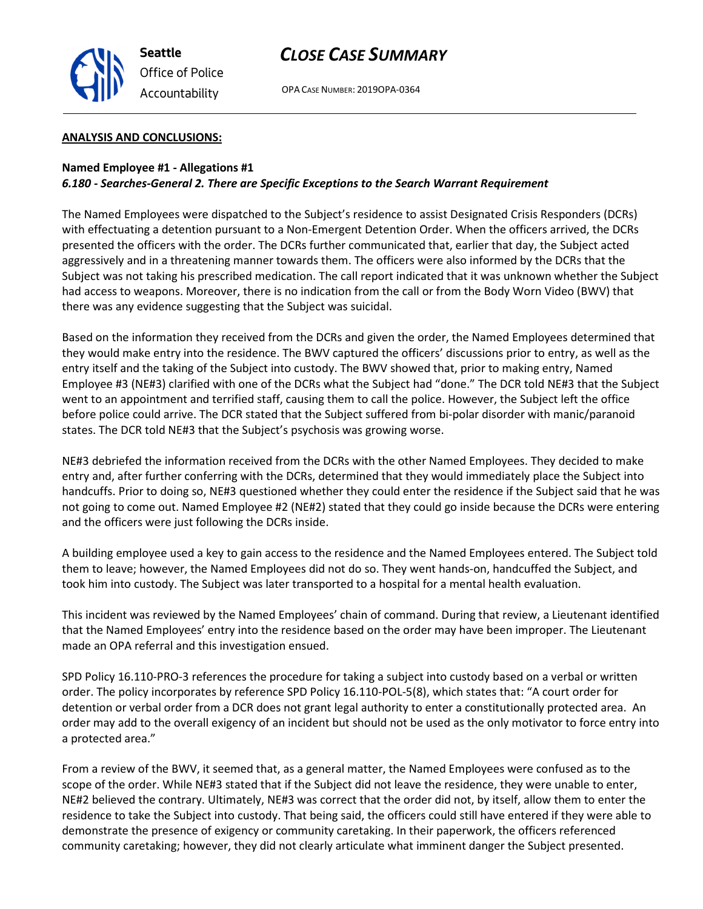## ANALYSIS AND CONCLUSIONS:

**Named Employee #1 - Allegations #1**
***6.180 - Searches-General 2. There are Specific Exceptions to the Search Warrant Requirement***

The Named Employees were dispatched to the Subject's residence to assist Designated Crisis Responders (DCRs) with effectuating a detention pursuant to a Non-Emergent Detention Order. When the officers arrived, the DCRs presented the officers with the order. The DCRs further communicated that, earlier that day, the Subject acted aggressively and in a threatening manner towards them. The officers were also informed by the DCRs that the Subject was not taking his prescribed medication. The call report indicated that it was unknown whether the Subject had access to weapons. Moreover, there is no indication from the call or from the Body Worn Video (BWV) that there was any evidence suggesting that the Subject was suicidal.

Based on the information they received from the DCRs and given the order, the Named Employees determined that they would make entry into the residence. The BWV captured the officers' discussions prior to entry, as well as the entry itself and the taking of the Subject into custody. The BWV showed that, prior to making entry, Named Employee #3 (NE#3) clarified with one of the DCRs what the Subject had "done." The DCR told NE#3 that the Subject went to an appointment and terrified staff, causing them to call the police. However, the Subject left the office before police could arrive. The DCR stated that the Subject suffered from bi-polar disorder with manic/paranoid states. The DCR told NE#3 that the Subject's psychosis was growing worse.

NE#3 debriefed the information received from the DCRs with the other Named Employees. They decided to make entry and, after further conferring with the DCRs, determined that they would immediately place the Subject into handcuffs. Prior to doing so, NE#3 questioned whether they could enter the residence if the Subject said that he was not going to come out. Named Employee #2 (NE#2) stated that they could go inside because the DCRs were entering and the officers were just following the DCRs inside.

A building employee used a key to gain access to the residence and the Named Employees entered. The Subject told them to leave; however, the Named Employees did not do so. They went hands-on, handcuffed the Subject, and took him into custody. The Subject was later transported to a hospital for a mental health evaluation.

This incident was reviewed by the Named Employees' chain of command. During that review, a Lieutenant identified that the Named Employees' entry into the residence based on the order may have been improper. The Lieutenant made an OPA referral and this investigation ensued.

SPD Policy 16.110-PRO-3 references the procedure for taking a subject into custody based on a verbal or written order. The policy incorporates by reference SPD Policy 16.110-POL-5(8), which states that: "A court order for detention or verbal order from a DCR does not grant legal authority to enter a constitutionally protected area. An order may add to the overall exigency of an incident but should not be used as the only motivator to force entry into a protected area."

From a review of the BWV, it seemed that, as a general matter, the Named Employees were confused as to the scope of the order. While NE#3 stated that if the Subject did not leave the residence, they were unable to enter, NE#2 believed the contrary. Ultimately, NE#3 was correct that the order did not, by itself, allow them to enter the residence to take the Subject into custody. That being said, the officers could still have entered if they were able to demonstrate the presence of exigency or community caretaking. In their paperwork, the officers referenced community caretaking; however, they did not clearly articulate what imminent danger the Subject presented.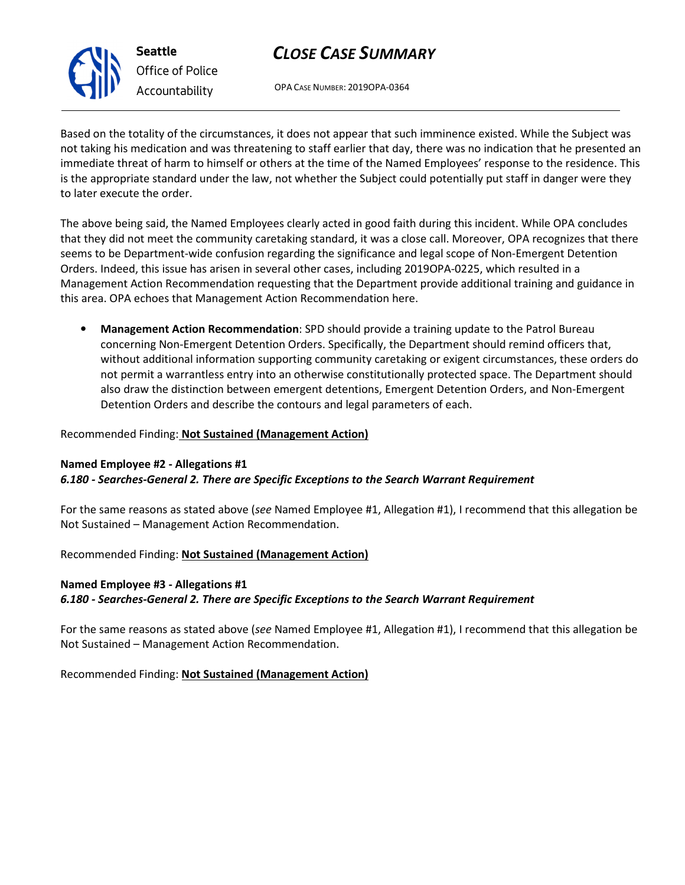Based on the totality of the circumstances, it does not appear that such imminence existed. While the Subject was not taking his medication and was threatening to staff earlier that day, there was no indication that he presented an immediate threat of harm to himself or others at the time of the Named Employees' response to the residence. This is the appropriate standard under the law, not whether the Subject could potentially put staff in danger were they to later execute the order.

The above being said, the Named Employees clearly acted in good faith during this incident. While OPA concludes that they did not meet the community caretaking standard, it was a close call. Moreover, OPA recognizes that there seems to be Department-wide confusion regarding the significance and legal scope of Non-Emergent Detention Orders. Indeed, this issue has arisen in several other cases, including 2019OPA-0225, which resulted in a Management Action Recommendation requesting that the Department provide additional training and guidance in this area. OPA echoes that Management Action Recommendation here.

- **Management Action Recommendation**: SPD should provide a training update to the Patrol Bureau concerning Non-Emergent Detention Orders. Specifically, the Department should remind officers that, without additional information supporting community caretaking or exigent circumstances, these orders do not permit a warrantless entry into an otherwise constitutionally protected space. The Department should also draw the distinction between emergent detentions, Emergent Detention Orders, and Non-Emergent Detention Orders and describe the contours and legal parameters of each.

Recommended Finding: **Not Sustained (Management Action)**

**Named Employee #2 - Allegations #1**
***6.180 - Searches-General 2. There are Specific Exceptions to the Search Warrant Requirement***

For the same reasons as stated above (*see* Named Employee #1, Allegation #1), I recommend that this allegation be Not Sustained – Management Action Recommendation.

Recommended Finding: **Not Sustained (Management Action)**

**Named Employee #3 - Allegations #1**
***6.180 - Searches-General 2. There are Specific Exceptions to the Search Warrant Requirement***

For the same reasons as stated above (*see* Named Employee #1, Allegation #1), I recommend that this allegation be Not Sustained – Management Action Recommendation.

Recommended Finding: **Not Sustained (Management Action)**